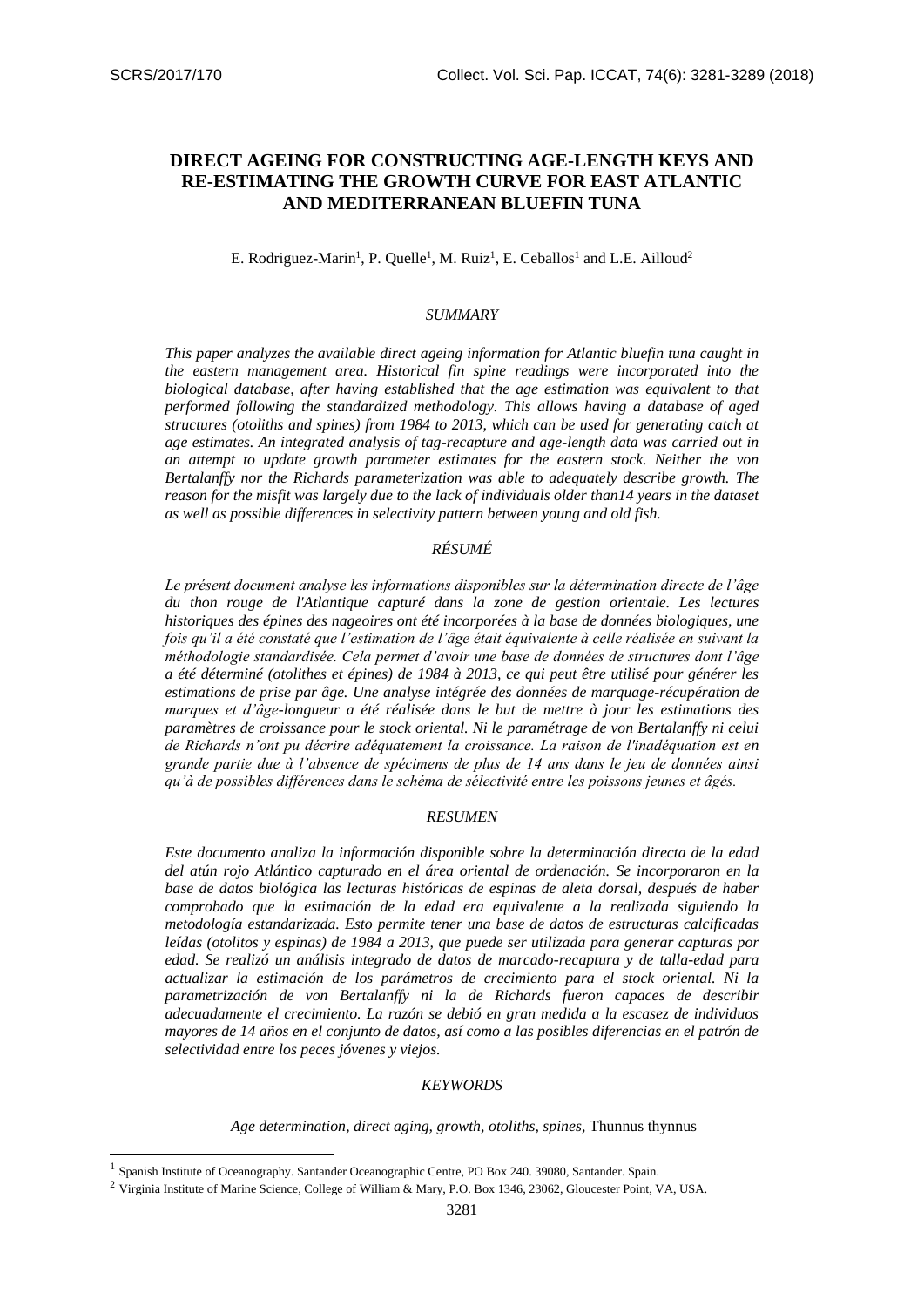# DIRECT AGEING FOR CONSTRUCTING AGE-LENGTH KEYS AND RE-ESTIMATING THE GROWTH CURVE FOR EAST ATLANTIC AND MEDITERRANEAN BLUEFIN TUNA

E. Rodriguez-Marin[1], P. Quelle[1], M. Ruiz[1], E. Ceballos[1] and L.E. Ailloud[2]

## *SUMMARY*

*This paper analyzes the available direct ageing information for Atlantic bluefin tuna caught in the eastern management area. Historical fin spine readings were incorporated into the biological database, after having established that the age estimation was equivalent to that performed following the standardized methodology. This allows having a database of aged structures (otoliths and spines) from 1984 to 2013, which can be used for generating catch at age estimates. An integrated analysis of tag-recapture and age-length data was carried out in an attempt to update growth parameter estimates for the eastern stock. Neither the von Bertalanffy nor the Richards parameterization was able to adequately describe growth. The reason for the misfit was largely due to the lack of individuals older than14 years in the dataset as well as possible differences in selectivity pattern between young and old fish.*

## *RÉSUMÉ*

*Le présent document analyse les informations disponibles sur la détermination directe de l'âge du thon rouge de l'Atlantique capturé dans la zone de gestion orientale. Les lectures historiques des épines des nageoires ont été incorporées à la base de données biologiques, une fois qu'il a été constaté que l'estimation de l'âge était équivalente à celle réalisée en suivant la méthodologie standardisée. Cela permet d'avoir une base de données de structures dont l'âge a été déterminé (otolithes et épines) de 1984 à 2013, ce qui peut être utilisé pour générer les estimations de prise par âge. Une analyse intégrée des données de marquage-récupération de marques et d'âge-longueur a été réalisée dans le but de mettre à jour les estimations des paramètres de croissance pour le stock oriental. Ni le paramétrage de von Bertalanffy ni celui de Richards n'ont pu décrire adéquatement la croissance. La raison de l'inadéquation est en grande partie due à l'absence de spécimens de plus de 14 ans dans le jeu de données ainsi qu'à de possibles différences dans le schéma de sélectivité entre les poissons jeunes et âgés.*

## *RESUMEN*

*Este documento analiza la información disponible sobre la determinación directa de la edad del atún rojo Atlántico capturado en el área oriental de ordenación. Se incorporaron en la base de datos biológica las lecturas históricas de espinas de aleta dorsal, después de haber comprobado que la estimación de la edad era equivalente a la realizada siguiendo la metodología estandarizada. Esto permite tener una base de datos de estructuras calcificadas leídas (otolitos y espinas) de 1984 a 2013, que puede ser utilizada para generar capturas por edad. Se realizó un análisis integrado de datos de marcado-recaptura y de talla-edad para actualizar la estimación de los parámetros de crecimiento para el stock oriental. Ni la parametrización de von Bertalanffy ni la de Richards fueron capaces de describir adecuadamente el crecimiento. La razón se debió en gran medida a la escasez de individuos mayores de 14 años en el conjunto de datos, así como a las posibles diferencias en el patrón de selectividad entre los peces jóvenes y viejos.*

## *KEYWORDS*

*Age determination, direct aging, growth, otoliths, spines,* Thunnus thynnus

---

[1] Spanish Institute of Oceanography. Santander Oceanographic Centre, PO Box 240. 39080, Santander. Spain.

[2] Virginia Institute of Marine Science, College of William & Mary, P.O. Box 1346, 23062, Gloucester Point, VA, USA.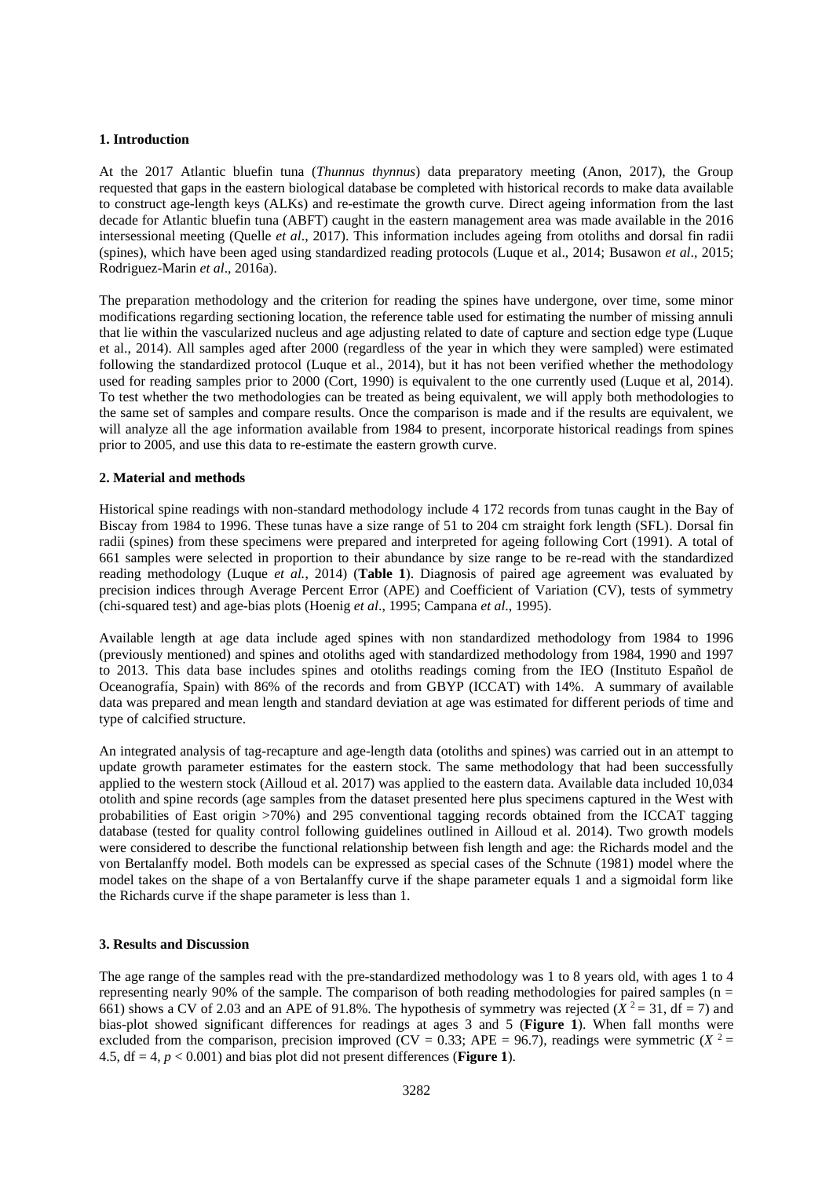## 1. Introduction

At the 2017 Atlantic bluefin tuna (*Thunnus thynnus*) data preparatory meeting (Anon, 2017), the Group requested that gaps in the eastern biological database be completed with historical records to make data available to construct age-length keys (ALKs) and re-estimate the growth curve. Direct ageing information from the last decade for Atlantic bluefin tuna (ABFT) caught in the eastern management area was made available in the 2016 intersessional meeting (Quelle *et al*., 2017). This information includes ageing from otoliths and dorsal fin radii (spines), which have been aged using standardized reading protocols (Luque et al., 2014; Busawon *et al*., 2015; Rodriguez-Marin *et al*., 2016a).

The preparation methodology and the criterion for reading the spines have undergone, over time, some minor modifications regarding sectioning location, the reference table used for estimating the number of missing annuli that lie within the vascularized nucleus and age adjusting related to date of capture and section edge type (Luque et al., 2014). All samples aged after 2000 (regardless of the year in which they were sampled) were estimated following the standardized protocol (Luque et al., 2014), but it has not been verified whether the methodology used for reading samples prior to 2000 (Cort, 1990) is equivalent to the one currently used (Luque et al, 2014). To test whether the two methodologies can be treated as being equivalent, we will apply both methodologies to the same set of samples and compare results. Once the comparison is made and if the results are equivalent, we will analyze all the age information available from 1984 to present, incorporate historical readings from spines prior to 2005, and use this data to re-estimate the eastern growth curve.

## 2. Material and methods

Historical spine readings with non-standard methodology include 4 172 records from tunas caught in the Bay of Biscay from 1984 to 1996. These tunas have a size range of 51 to 204 cm straight fork length (SFL). Dorsal fin radii (spines) from these specimens were prepared and interpreted for ageing following Cort (1991). A total of 661 samples were selected in proportion to their abundance by size range to be re-read with the standardized reading methodology (Luque *et al.,* 2014) (**Table 1**). Diagnosis of paired age agreement was evaluated by precision indices through Average Percent Error (APE) and Coefficient of Variation (CV), tests of symmetry (chi-squared test) and age-bias plots (Hoenig *et al*., 1995; Campana *et al*., 1995).

Available length at age data include aged spines with non standardized methodology from 1984 to 1996 (previously mentioned) and spines and otoliths aged with standardized methodology from 1984, 1990 and 1997 to 2013. This data base includes spines and otoliths readings coming from the IEO (Instituto Español de Oceanografía, Spain) with 86% of the records and from GBYP (ICCAT) with 14%. A summary of available data was prepared and mean length and standard deviation at age was estimated for different periods of time and type of calcified structure.

An integrated analysis of tag-recapture and age-length data (otoliths and spines) was carried out in an attempt to update growth parameter estimates for the eastern stock. The same methodology that had been successfully applied to the western stock (Ailloud et al. 2017) was applied to the eastern data. Available data included 10,034 otolith and spine records (age samples from the dataset presented here plus specimens captured in the West with probabilities of East origin >70%) and 295 conventional tagging records obtained from the ICCAT tagging database (tested for quality control following guidelines outlined in Ailloud et al. 2014). Two growth models were considered to describe the functional relationship between fish length and age: the Richards model and the von Bertalanffy model. Both models can be expressed as special cases of the Schnute (1981) model where the model takes on the shape of a von Bertalanffy curve if the shape parameter equals 1 and a sigmoidal form like the Richards curve if the shape parameter is less than 1.

## 3. Results and Discussion

The age range of the samples read with the pre-standardized methodology was 1 to 8 years old, with ages 1 to 4 representing nearly 90% of the sample. The comparison of both reading methodologies for paired samples (n = 661) shows a CV of 2.03 and an APE of 91.8%. The hypothesis of symmetry was rejected ($X^2 = 31$, df = 7) and bias-plot showed significant differences for readings at ages 3 and 5 (**Figure 1**). When fall months were excluded from the comparison, precision improved (CV = 0.33; APE = 96.7), readings were symmetric ($X^2 = 4.5$, df = 4, $p < 0.001$) and bias plot did not present differences (**Figure 1**).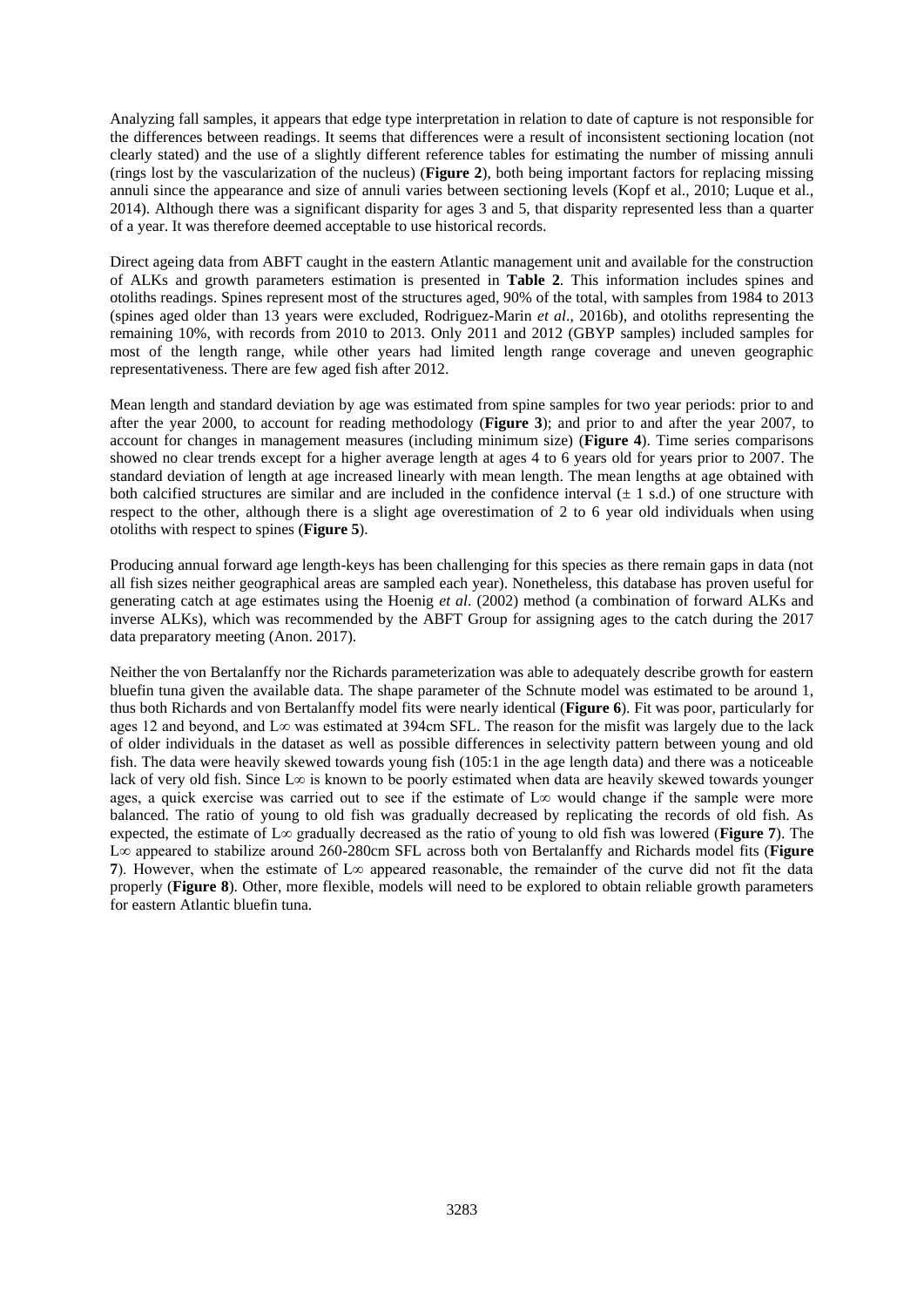Analyzing fall samples, it appears that edge type interpretation in relation to date of capture is not responsible for the differences between readings. It seems that differences were a result of inconsistent sectioning location (not clearly stated) and the use of a slightly different reference tables for estimating the number of missing annuli (rings lost by the vascularization of the nucleus) (**Figure 2**), both being important factors for replacing missing annuli since the appearance and size of annuli varies between sectioning levels (Kopf et al., 2010; Luque et al., 2014). Although there was a significant disparity for ages 3 and 5, that disparity represented less than a quarter of a year. It was therefore deemed acceptable to use historical records.

Direct ageing data from ABFT caught in the eastern Atlantic management unit and available for the construction of ALKs and growth parameters estimation is presented in **Table 2**. This information includes spines and otoliths readings. Spines represent most of the structures aged, 90% of the total, with samples from 1984 to 2013 (spines aged older than 13 years were excluded, Rodriguez-Marin *et al*., 2016b), and otoliths representing the remaining 10%, with records from 2010 to 2013. Only 2011 and 2012 (GBYP samples) included samples for most of the length range, while other years had limited length range coverage and uneven geographic representativeness. There are few aged fish after 2012.

Mean length and standard deviation by age was estimated from spine samples for two year periods: prior to and after the year 2000, to account for reading methodology (**Figure 3**); and prior to and after the year 2007, to account for changes in management measures (including minimum size) (**Figure 4**). Time series comparisons showed no clear trends except for a higher average length at ages 4 to 6 years old for years prior to 2007. The standard deviation of length at age increased linearly with mean length. The mean lengths at age obtained with both calcified structures are similar and are included in the confidence interval (± 1 s.d.) of one structure with respect to the other, although there is a slight age overestimation of 2 to 6 year old individuals when using otoliths with respect to spines (**Figure 5**).

Producing annual forward age length-keys has been challenging for this species as there remain gaps in data (not all fish sizes neither geographical areas are sampled each year). Nonetheless, this database has proven useful for generating catch at age estimates using the Hoenig *et al*. (2002) method (a combination of forward ALKs and inverse ALKs), which was recommended by the ABFT Group for assigning ages to the catch during the 2017 data preparatory meeting (Anon. 2017).

Neither the von Bertalanffy nor the Richards parameterization was able to adequately describe growth for eastern bluefin tuna given the available data. The shape parameter of the Schnute model was estimated to be around 1, thus both Richards and von Bertalanffy model fits were nearly identical (**Figure 6**). Fit was poor, particularly for ages 12 and beyond, and $L_\infty$ was estimated at 394cm SFL. The reason for the misfit was largely due to the lack of older individuals in the dataset as well as possible differences in selectivity pattern between young and old fish. The data were heavily skewed towards young fish (105:1 in the age length data) and there was a noticeable lack of very old fish. Since $L_\infty$ is known to be poorly estimated when data are heavily skewed towards younger ages, a quick exercise was carried out to see if the estimate of $L_\infty$ would change if the sample were more balanced. The ratio of young to old fish was gradually decreased by replicating the records of old fish. As expected, the estimate of $L_\infty$ gradually decreased as the ratio of young to old fish was lowered (**Figure 7**). The $L_\infty$ appeared to stabilize around 260-280cm SFL across both von Bertalanffy and Richards model fits (**Figure 7**). However, when the estimate of $L_\infty$ appeared reasonable, the remainder of the curve did not fit the data properly (**Figure 8**). Other, more flexible, models will need to be explored to obtain reliable growth parameters for eastern Atlantic bluefin tuna.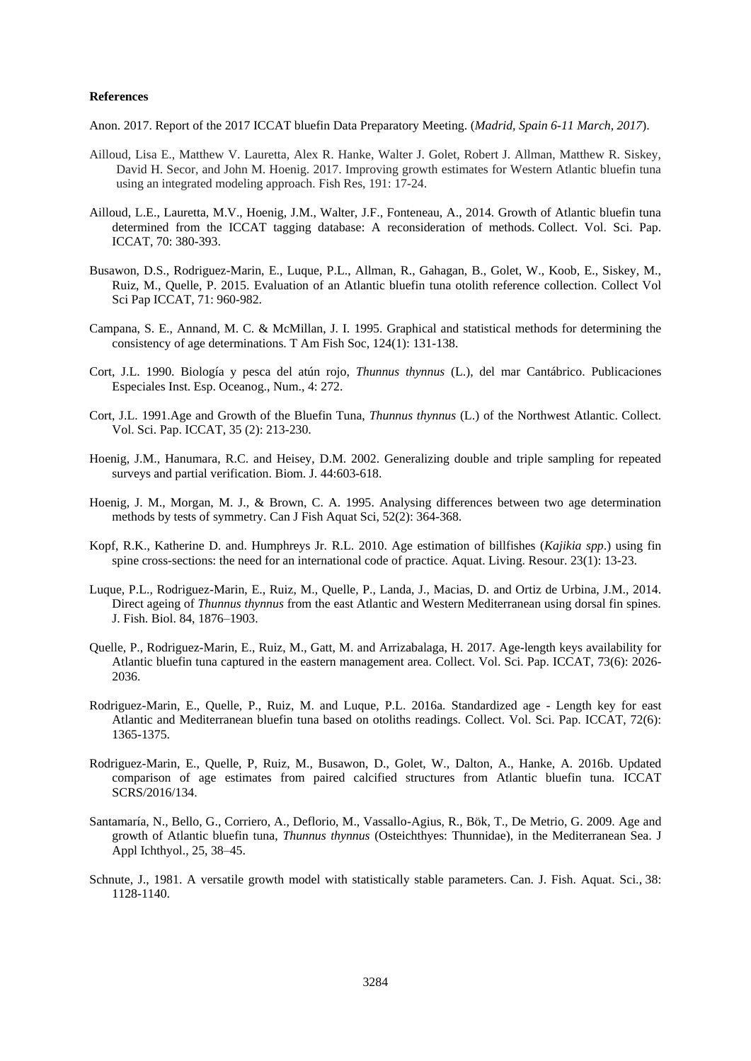**References**

Anon. 2017. Report of the 2017 ICCAT bluefin Data Preparatory Meeting. (*Madrid, Spain 6-11 March, 2017*).

Ailloud, Lisa E., Matthew V. Lauretta, Alex R. Hanke, Walter J. Golet, Robert J. Allman, Matthew R. Siskey, David H. Secor, and John M. Hoenig. 2017. Improving growth estimates for Western Atlantic bluefin tuna using an integrated modeling approach. Fish Res, 191: 17-24.

Ailloud, L.E., Lauretta, M.V., Hoenig, J.M., Walter, J.F., Fonteneau, A., 2014. Growth of Atlantic bluefin tuna determined from the ICCAT tagging database: A reconsideration of methods. Collect. Vol. Sci. Pap. ICCAT, 70: 380-393.

Busawon, D.S., Rodriguez-Marin, E., Luque, P.L., Allman, R., Gahagan, B., Golet, W., Koob, E., Siskey, M., Ruiz, M., Quelle, P. 2015. Evaluation of an Atlantic bluefin tuna otolith reference collection. Collect Vol Sci Pap ICCAT, 71: 960-982.

Campana, S. E., Annand, M. C. & McMillan, J. I. 1995. Graphical and statistical methods for determining the consistency of age determinations. T Am Fish Soc, 124(1): 131-138.

Cort, J.L. 1990. Biología y pesca del atún rojo, *Thunnus thynnus* (L.), del mar Cantábrico. Publicaciones Especiales Inst. Esp. Oceanog., Num., 4: 272.

Cort, J.L. 1991.Age and Growth of the Bluefin Tuna, *Thunnus thynnus* (L.) of the Northwest Atlantic. Collect. Vol. Sci. Pap. ICCAT, 35 (2): 213-230.

Hoenig, J.M., Hanumara, R.C. and Heisey, D.M. 2002. Generalizing double and triple sampling for repeated surveys and partial verification. Biom. J. 44:603-618.

Hoenig, J. M., Morgan, M. J., & Brown, C. A. 1995. Analysing differences between two age determination methods by tests of symmetry. Can J Fish Aquat Sci, 52(2): 364-368.

Kopf, R.K., Katherine D. and. Humphreys Jr. R.L. 2010. Age estimation of billfishes (*Kajikia spp*.) using fin spine cross-sections: the need for an international code of practice. Aquat. Living. Resour. 23(1): 13-23.

Luque, P.L., Rodriguez-Marin, E., Ruiz, M., Quelle, P., Landa, J., Macias, D. and Ortiz de Urbina, J.M., 2014. Direct ageing of *Thunnus thynnus* from the east Atlantic and Western Mediterranean using dorsal fin spines. J. Fish. Biol. 84, 1876–1903.

Quelle, P., Rodriguez-Marin, E., Ruiz, M., Gatt, M. and Arrizabalaga, H. 2017. Age-length keys availability for Atlantic bluefin tuna captured in the eastern management area. Collect. Vol. Sci. Pap. ICCAT, 73(6): 2026-2036.

Rodriguez-Marin, E., Quelle, P., Ruiz, M. and Luque, P.L. 2016a. Standardized age - Length key for east Atlantic and Mediterranean bluefin tuna based on otoliths readings. Collect. Vol. Sci. Pap. ICCAT, 72(6): 1365-1375.

Rodriguez-Marin, E., Quelle, P, Ruiz, M., Busawon, D., Golet, W., Dalton, A., Hanke, A. 2016b. Updated comparison of age estimates from paired calcified structures from Atlantic bluefin tuna. ICCAT SCRS/2016/134.

Santamaría, N., Bello, G., Corriero, A., Deflorio, M., Vassallo-Agius, R., Bök, T., De Metrio, G. 2009. Age and growth of Atlantic bluefin tuna, *Thunnus thynnus* (Osteichthyes: Thunnidae), in the Mediterranean Sea. J Appl Ichthyol., 25, 38–45.

Schnute, J., 1981. A versatile growth model with statistically stable parameters. Can. J. Fish. Aquat. Sci., 38: 1128-1140.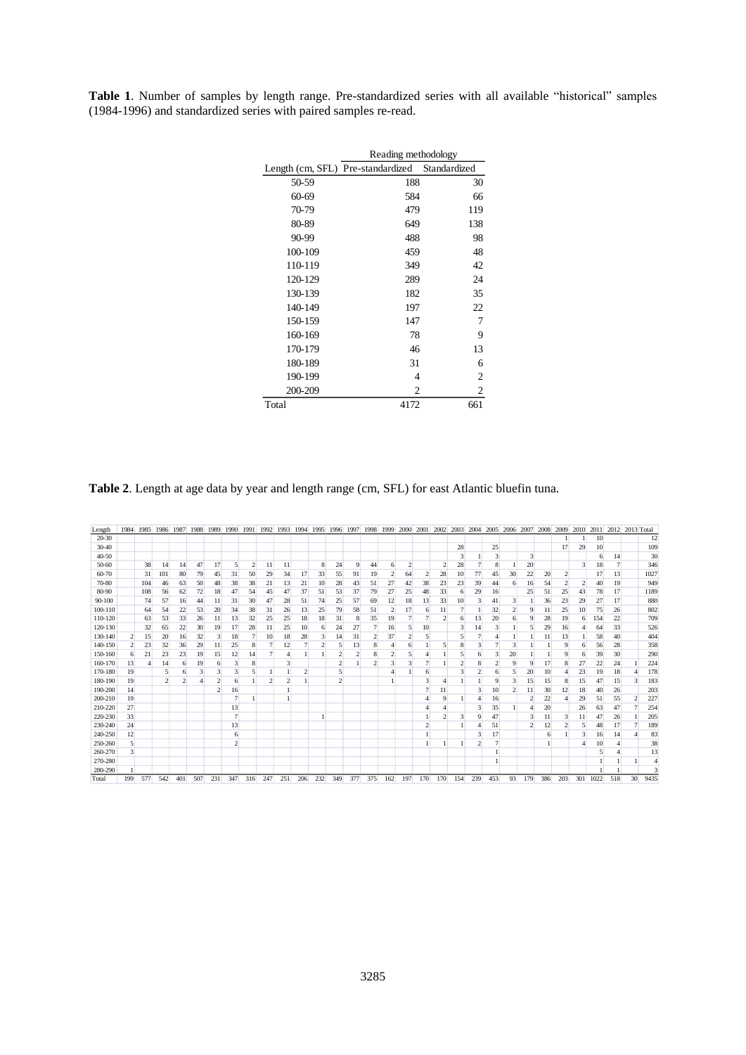**Table 1**. Number of samples by length range. Pre-standardized series with all available "historical" samples (1984-1996) and standardized series with paired samples re-read.

| | Reading methodology | |
|---|---|---|
| Length (cm, SFL) | Pre-standardized | Standardized |
| 50-59 | 188 | 30 |
| 60-69 | 584 | 66 |
| 70-79 | 479 | 119 |
| 80-89 | 649 | 138 |
| 90-99 | 488 | 98 |
| 100-109 | 459 | 48 |
| 110-119 | 349 | 42 |
| 120-129 | 289 | 24 |
| 130-139 | 182 | 35 |
| 140-149 | 197 | 22 |
| 150-159 | 147 | 7 |
| 160-169 | 78 | 9 |
| 170-179 | 46 | 13 |
| 180-189 | 31 | 6 |
| 190-199 | 4 | 2 |
| 200-209 | 2 | 2 |
| Total | 4172 | 661 |

**Table 2**. Length at age data by year and length range (cm, SFL) for east Atlantic bluefin tuna.

| Length | 1984 | 1985 | 1986 | 1987 | 1988 | 1989 | 1990 | 1991 | 1992 | 1993 | 1994 | 1995 | 1996 | 1997 | 1998 | 1999 | 2000 | 2001 | 2002 | 2003 | 2004 | 2005 | 2006 | 2007 | 2008 | 2009 | 2010 | 2011 | 2012 | 2013 | Total |
|---|---|---|---|---|---|---|---|---|---|---|---|---|---|---|---|---|---|---|---|---|---|---|---|---|---|---|---|---|---|---|---|
| 20-30 | | | | | | | | | | | | | | | | | | | | | | | | | | 1 | 1 | 10 | | | 12 |
| 30-40 | | | | | | | | | | | | | | | | | | | | 28 | | 25 | | | | 17 | 29 | 10 | | | 109 |
| 40-50 | | | | | | | | | | | | | | | | | | | | 3 | 1 | 3 | | 3 | | | | 6 | 14 | | 30 |
| 50-60 | | 38 | 14 | 14 | 47 | 17 | 5 | 2 | 11 | 11 | | 8 | 24 | 9 | 44 | 6 | 2 | | 2 | 28 | 7 | 8 | 1 | 20 | | | 3 | 18 | 7 | | 346 |
| 60-70 | | 31 | 101 | 80 | 79 | 45 | 31 | 50 | 29 | 34 | 17 | 33 | 55 | 91 | 19 | 2 | 64 | 2 | 28 | 10 | 77 | 45 | 30 | 22 | 20 | 2 | | 17 | 13 | | 1027 |
| 70-80 | | 104 | 46 | 63 | 50 | 48 | 38 | 38 | 21 | 13 | 21 | 10 | 28 | 43 | 51 | 27 | 42 | 38 | 23 | 23 | 39 | 44 | 6 | 16 | 54 | 2 | 2 | 40 | 19 | | 949 |
| 80-90 | | 108 | 56 | 62 | 72 | 18 | 47 | 54 | 45 | 47 | 37 | 51 | 53 | 37 | 79 | 27 | 25 | 48 | 33 | 6 | 29 | 16 | | 25 | 51 | 25 | 43 | 78 | 17 | | 1189 |
| 90-100 | | 74 | 57 | 16 | 44 | 11 | 31 | 30 | 47 | 28 | 51 | 74 | 25 | 57 | 69 | 12 | 18 | 13 | 33 | 10 | 3 | 41 | 3 | 1 | 36 | 23 | 29 | 27 | 17 | | 880 |
| 100-110 | | 64 | 54 | 22 | 53 | 20 | 34 | 38 | 31 | 26 | 13 | 25 | 79 | 58 | 51 | 2 | 17 | 6 | 11 | 7 | 1 | 32 | 2 | 9 | 11 | 25 | 10 | 75 | 26 | | 802 |
| 110-120 | | 63 | 53 | 33 | 26 | 11 | 13 | 32 | 25 | 25 | 18 | 18 | 31 | 8 | 35 | 19 | 7 | 7 | 2 | 6 | 13 | 20 | 6 | 9 | 28 | 19 | 6 | 154 | 22 | | 709 |
| 120-130 | | 32 | 65 | 22 | 30 | 19 | 17 | 28 | 11 | 25 | 10 | 6 | 24 | 27 | 7 | 16 | 5 | 10 | | 3 | 14 | 3 | 1 | 5 | 29 | 16 | 4 | 64 | 33 | | 526 |
| 130-140 | 2 | 15 | 20 | 16 | 32 | 3 | 18 | 7 | 10 | 18 | 28 | 3 | 14 | 31 | 2 | 37 | 2 | 5 | | 5 | 7 | 4 | 1 | 1 | 11 | 13 | 1 | 58 | 40 | | 404 |
| 140-150 | 2 | 23 | 32 | 36 | 29 | 11 | 25 | 8 | 7 | 12 | 7 | 2 | 5 | 13 | 8 | 4 | 6 | 1 | 5 | 8 | 3 | 7 | 3 | 1 | 1 | 9 | 6 | 56 | 28 | | 358 |
| 150-160 | 6 | 21 | 23 | 23 | 19 | 15 | 12 | 14 | 7 | 4 | 1 | 1 | 2 | 2 | 8 | 2 | 5 | 4 | 1 | 5 | 6 | 3 | 20 | 1 | 1 | 9 | 6 | 39 | 30 | | 290 |
| 160-170 | 13 | 4 | 14 | 6 | 19 | 6 | 3 | 8 | | 3 | | | 2 | 1 | 2 | 3 | 3 | 7 | 1 | 2 | 8 | 2 | 9 | 9 | 17 | 8 | 27 | 22 | 24 | 1 | 224 |
| 170-180 | 19 | | 5 | 6 | 3 | 3 | 3 | 5 | 1 | 1 | 2 | | 5 | | | 4 | 1 | 6 | | 3 | 2 | 6 | 5 | 20 | 10 | 4 | 23 | 19 | 18 | 4 | 178 |
| 180-190 | 19 | | 2 | 2 | 4 | 2 | 6 | 1 | 2 | 2 | 1 | | 2 | | | 1 | | 3 | 4 | 1 | 1 | 9 | 3 | 15 | 15 | 8 | 15 | 47 | 15 | 3 | 183 |
| 190-200 | 14 | | | | | 2 | 16 | | | 1 | | | | | | | | 7 | 11 | | 3 | 10 | 2 | 11 | 30 | 12 | 18 | 40 | 26 | | 203 |
| 200-210 | 19 | | | | | | 7 | 1 | | 1 | | | | | | | | 4 | 9 | 1 | 4 | 16 | | 2 | 22 | 4 | 29 | 51 | 55 | 2 | 227 |
| 210-220 | 27 | | | | | | 13 | | | | | | | | | | | 4 | 4 | | 3 | 35 | 1 | 4 | 20 | | 26 | 63 | 47 | 7 | 254 |
| 220-230 | 33 | | | | | | 7 | | | | | 1 | | | | | | 1 | 2 | 3 | 9 | 47 | | 3 | 11 | 3 | 11 | 47 | 26 | 1 | 205 |
| 230-240 | 24 | | | | | | 13 | | | | | | | | | | | 2 | | 1 | 4 | 51 | | 2 | 12 | 2 | 5 | 48 | 17 | 7 | 189 |
| 240-250 | 12 | | | | | | 6 | | | | | | | | | | | 1 | | | 3 | 17 | | | 6 | 1 | 3 | 16 | 14 | 4 | 83 |
| 250-260 | 5 | | | | | | 2 | | | | | | | | | | | 1 | 1 | 1 | 2 | 7 | | | 1 | | 4 | 10 | 4 | | 38 |
| 260-270 | 3 | | | | | | | | | | | | | | | | | | | | | 1 | | | | | | 5 | 4 | | 13 |
| 270-280 | | | | | | | | | | | | | | | | | | | | | | 1 | | | | | | 1 | 1 | 1 | 4 |
| 280-290 | 1 | | | | | | | | | | | | | | | | | | | | | | | | | | | 1 | 1 | | 3 |
| Total | 199 | 577 | 542 | 401 | 507 | 231 | 347 | 316 | 247 | 251 | 206 | 232 | 349 | 377 | 375 | 162 | 197 | 170 | 170 | 154 | 239 | 453 | 93 | 179 | 386 | 203 | 301 | 1022 | 518 | 30 | 9435 |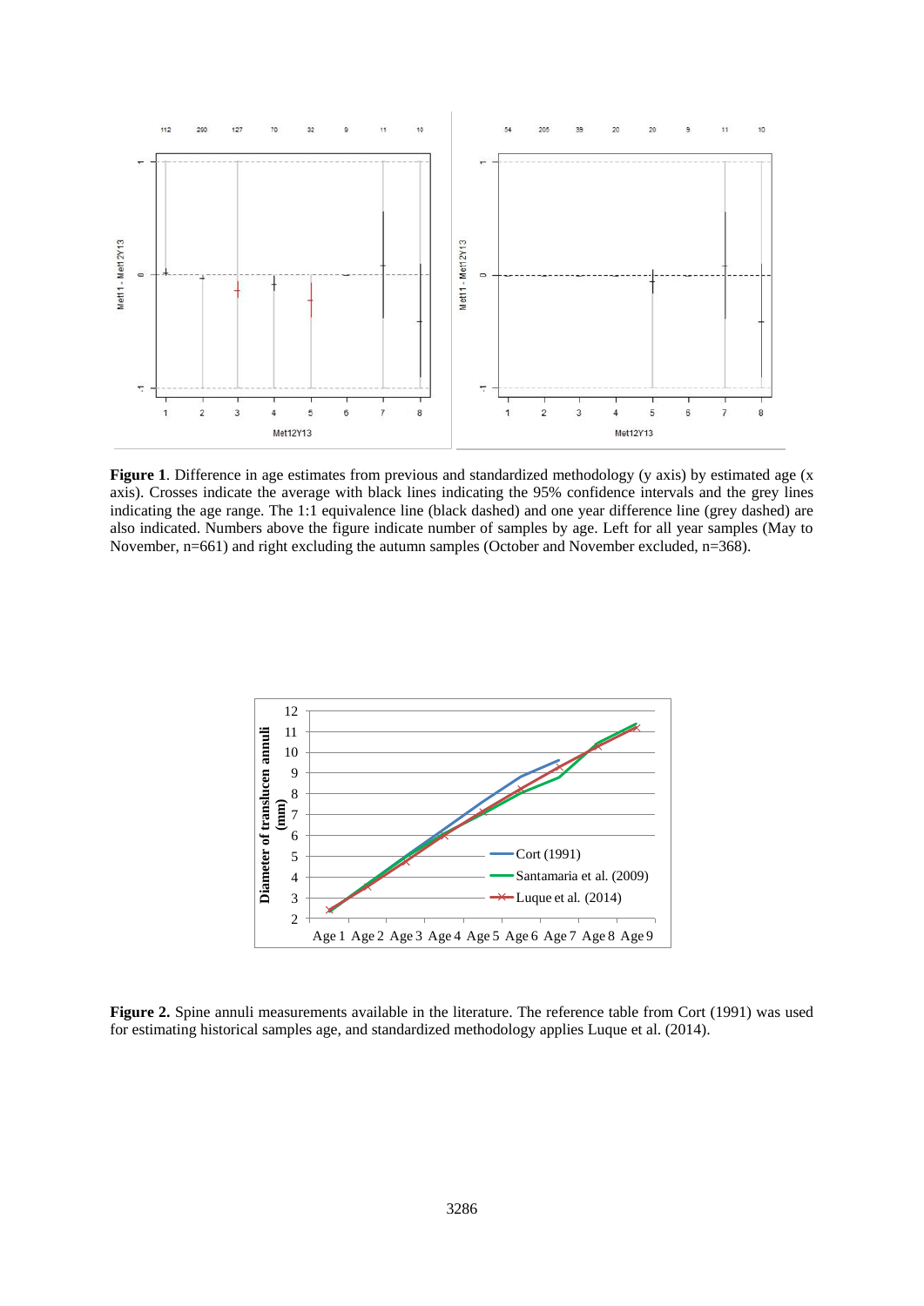**Figure 1**. Difference in age estimates from previous and standardized methodology (y axis) by estimated age (x axis). Crosses indicate the average with black lines indicating the 95% confidence intervals and the grey lines indicating the age range. The 1:1 equivalence line (black dashed) and one year difference line (grey dashed) are also indicated. Numbers above the figure indicate number of samples by age. Left for all year samples (May to November, n=661) and right excluding the autumn samples (October and November excluded, n=368).

**Figure 2.** Spine annuli measurements available in the literature. The reference table from Cort (1991) was used for estimating historical samples age, and standardized methodology applies Luque et al. (2014).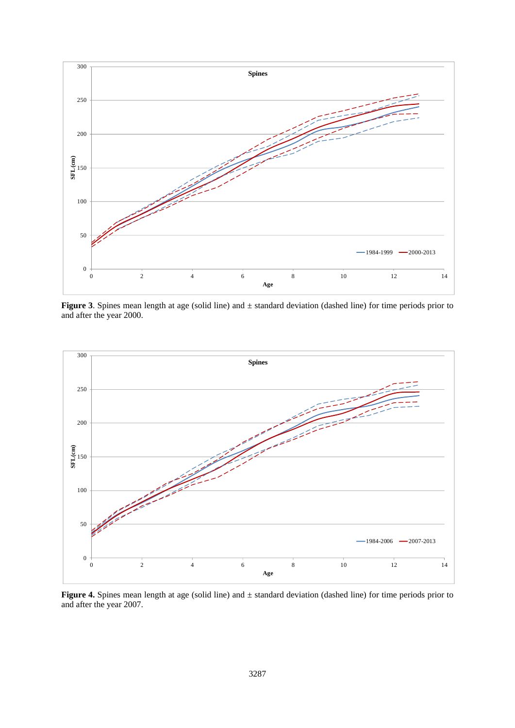**Figure 3**. Spines mean length at age (solid line) and ± standard deviation (dashed line) for time periods prior to and after the year 2000.

**Figure 4.** Spines mean length at age (solid line) and ± standard deviation (dashed line) for time periods prior to and after the year 2007.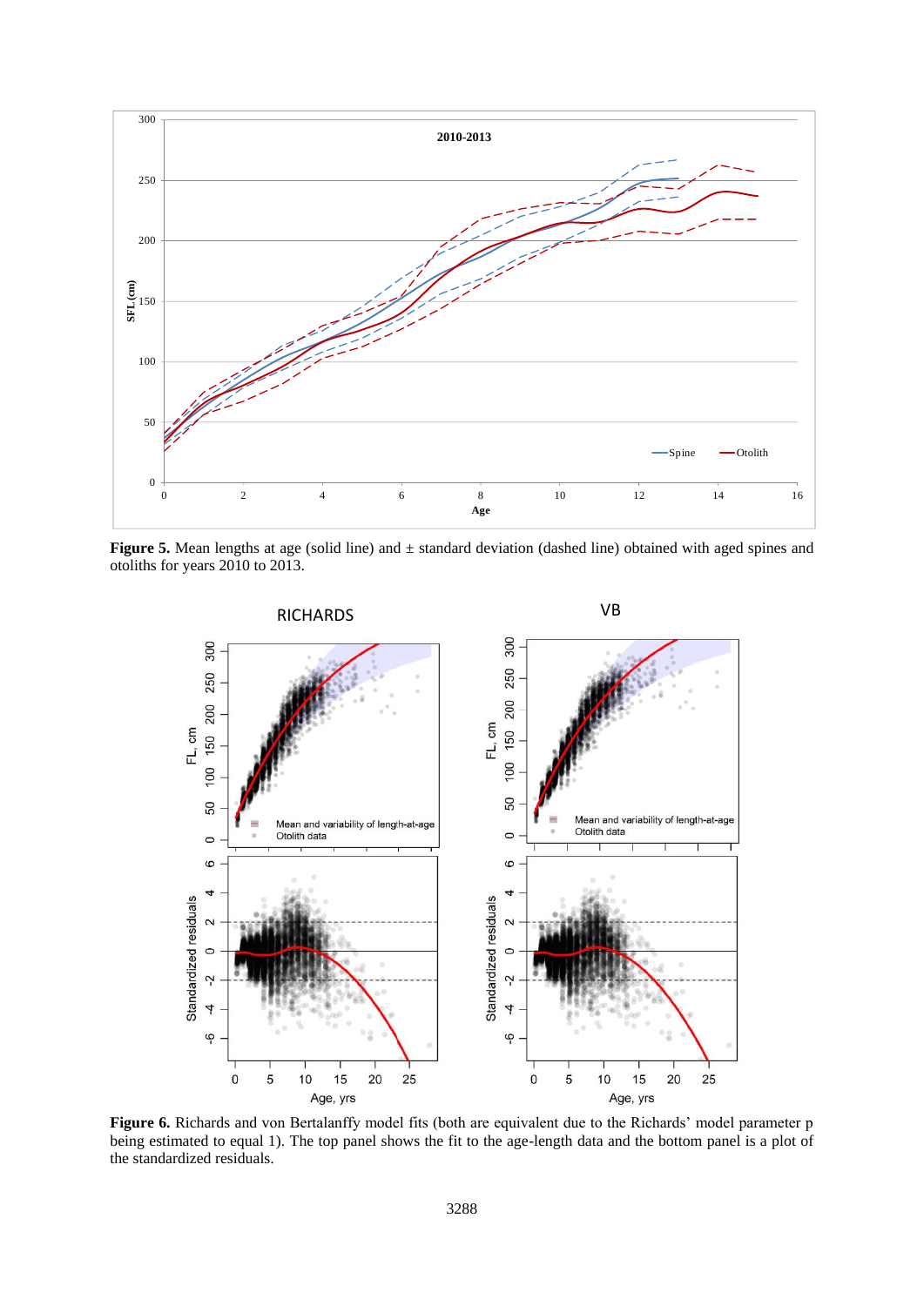**Figure 5.** Mean lengths at age (solid line) and ± standard deviation (dashed line) obtained with aged spines and otoliths for years 2010 to 2013.

**Figure 6.** Richards and von Bertalanffy model fits (both are equivalent due to the Richards' model parameter p being estimated to equal 1). The top panel shows the fit to the age-length data and the bottom panel is a plot of the standardized residuals.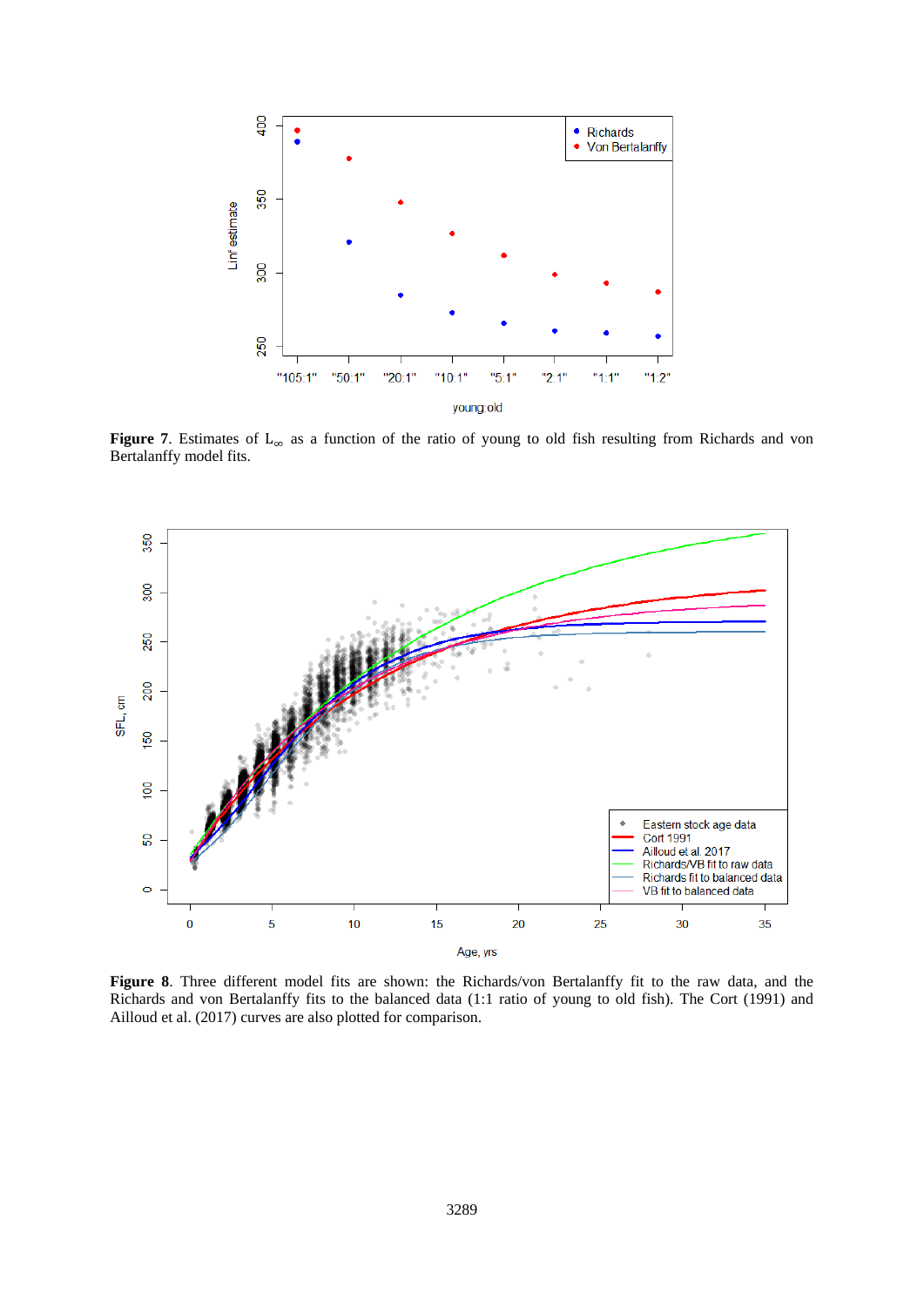400

350

300

250

Linf estimate

Richards

Von Bertalanffy

"105:1" "50:1" "20:1" "10:1" "5:1" "2:1" "1:1" "1:2"

young:old

**Figure 7**. Estimates of $L_\infty$ as a function of the ratio of young to old fish resulting from Richards and von Bertalanffy model fits.

350

300

250

200

150

100

50

0

SFL, cm

0 5 10 15 20 25 30 35

Age, yrs

Eastern stock age data

Cort 1991

Ailloud et al. 2017

Richards/VB fit to raw data

Richards fit to balanced data

VB fit to balanced data

**Figure 8**. Three different model fits are shown: the Richards/von Bertalanffy fit to the raw data, and the Richards and von Bertalanffy fits to the balanced data (1:1 ratio of young to old fish). The Cort (1991) and Ailloud et al. (2017) curves are also plotted for comparison.